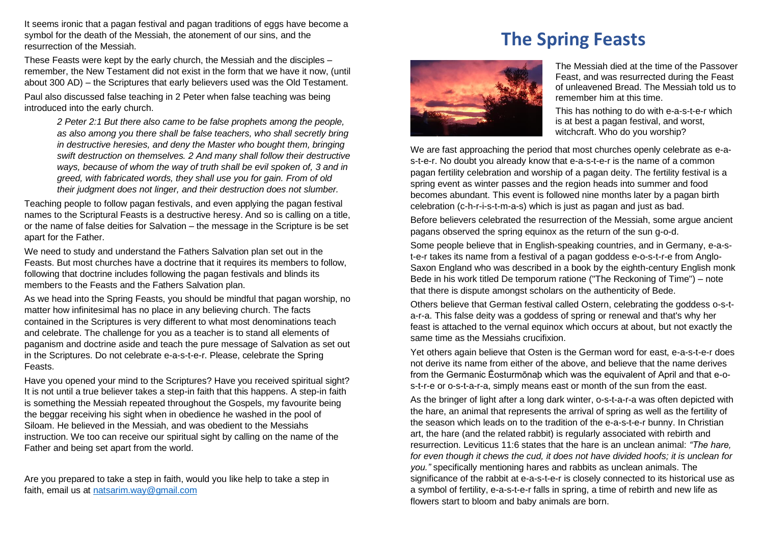# The Spring Feasts

The Messiah died at the time of the Passover Feast, and was resurrected during the Feast of unleavened Bread. The Messiah told us to remember him at this time.

This has nothing to do with e-a-s-t-e-r which is at best a pagan festival, and worst, witchcraft. Who do you worship?

We are fast approaching the period that most churches openly celebrate as e-a-s-t-e-r. No doubt you already know that e-a-s-t-e-r is the name of a common pagan fertility celebration and worship of a pagan deity. The fertility festival is a spring event as winter passes and the region heads into summer and food becomes abundant. This event is followed nine months later by a pagan birth celebration (c-h-r-i-s-t-m-a-s) which is just as pagan and just as bad.

Before believers celebrated the resurrection of the Messiah, some argue ancient pagans observed the spring equinox as the return of the sun g-o-d.

Some people believe that in English-speaking countries, and in Germany, e-a-s-t-e-r takes its name from a festival of a pagan goddess e-o-s-t-r-e from Anglo-Saxon England who was described in a book by the eighth-century English monk Bede in his work titled De temporum ratione ("The Reckoning of Time") – note that there is dispute amongst scholars on the authenticity of Bede.

Others believe that German festival called Ostern, celebrating the goddess o-s-t-a-r-a. This false deity was a goddess of spring or renewal and that's why her feast is attached to the vernal equinox which occurs at about, but not exactly the same time as the Messiahs crucifixion.

Yet others again believe that Osten is the German word for east, e-a-s-t-e-r does not derive its name from either of the above, and believe that the name derives from the Germanic Ēosturmōnaþ which was the equivalent of April and that e-o-s-t-r-e or o-s-t-a-r-a, simply means east or month of the sun from the east.

As the bringer of light after a long dark winter, o-s-t-a-r-a was often depicted with the hare, an animal that represents the arrival of spring as well as the fertility of the season which leads on to the tradition of the e-a-s-t-e-r bunny. In Christian art, the hare (and the related rabbit) is regularly associated with rebirth and resurrection. Leviticus 11:6 states that the hare is an unclean animal: *"The hare, for even though it chews the cud, it does not have divided hoofs; it is unclean for you."* specifically mentioning hares and rabbits as unclean animals. The significance of the rabbit at e-a-s-t-e-r is closely connected to its historical use as a symbol of fertility, e-a-s-t-e-r falls in spring, a time of rebirth and new life as flowers start to bloom and baby animals are born.

It seems ironic that a pagan festival and pagan traditions of eggs have become a symbol for the death of the Messiah, the atonement of our sins, and the resurrection of the Messiah.

These Feasts were kept by the early church, the Messiah and the disciples – remember, the New Testament did not exist in the form that we have it now, (until about 300 AD) – the Scriptures that early believers used was the Old Testament.

Paul also discussed false teaching in 2 Peter when false teaching was being introduced into the early church.

> *2 Peter 2:1 But there also came to be false prophets among the people, as also among you there shall be false teachers, who shall secretly bring in destructive heresies, and deny the Master who bought them, bringing swift destruction on themselves. 2 And many shall follow their destructive ways, because of whom the way of truth shall be evil spoken of, 3 and in greed, with fabricated words, they shall use you for gain. From of old their judgment does not linger, and their destruction does not slumber.*

Teaching people to follow pagan festivals, and even applying the pagan festival names to the Scriptural Feasts is a destructive heresy. And so is calling on a title, or the name of false deities for Salvation – the message in the Scripture is be set apart for the Father.

We need to study and understand the Fathers Salvation plan set out in the Feasts. But most churches have a doctrine that it requires its members to follow, following that doctrine includes following the pagan festivals and blinds its members to the Feasts and the Fathers Salvation plan.

As we head into the Spring Feasts, you should be mindful that pagan worship, no matter how infinitesimal has no place in any believing church. The facts contained in the Scriptures is very different to what most denominations teach and celebrate. The challenge for you as a teacher is to stand all elements of paganism and doctrine aside and teach the pure message of Salvation as set out in the Scriptures. Do not celebrate e-a-s-t-e-r. Please, celebrate the Spring Feasts.

Have you opened your mind to the Scriptures? Have you received spiritual sight? It is not until a true believer takes a step-in faith that this happens. A step-in faith is something the Messiah repeated throughout the Gospels, my favourite being the beggar receiving his sight when in obedience he washed in the pool of Siloam. He believed in the Messiah, and was obedient to the Messiahs instruction. We too can receive our spiritual sight by calling on the name of the Father and being set apart from the world.

Are you prepared to take a step in faith, would you like help to take a step in faith, email us at natsarim.way@gmail.com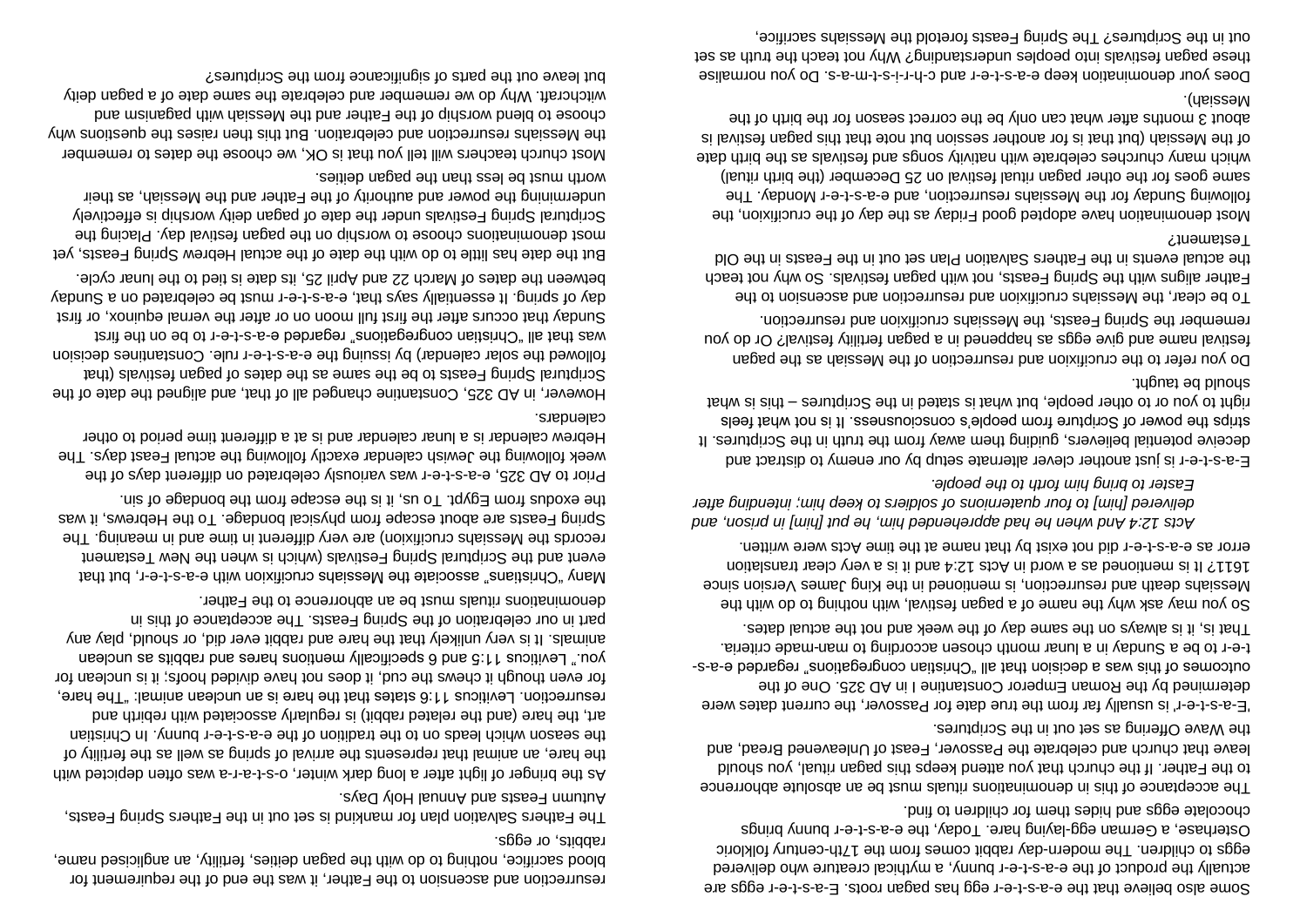Some also believe that the e-a-s-t-e-r egg has pagan roots. E-a-s-t-e-r eggs are actually the product of the e-a-s-t-e-r bunny, a mythical creature who delivered eggs to children. The modern-day rabbit comes from the 17th-century folkloric Osterhase, a German egg-laying hare. Today, the e-a-s-t-e-r bunny brings chocolate eggs and hides them for children to find.

The acceptance of this in denominations rituals must be an absolute abhorrence to the Father. If the church that you attend keeps this pagan ritual, you should leave that church and celebrate the Passover, Feast of Unleavened Bread, and the Wave Offering as set out in the Scriptures.

"E-a-s-t-e-r" is usually far from the true date for Passover, the current dates were determined by the Roman Emperor Constantine I in AD 325. One of the outcomes of this was a decision that all "Christian congregations" regarded e-a-s-t-e-r to be a Sunday in a lunar month chosen according to man-made criteria. That is, it is always on the same day of the week and not the actual dates.

So you may ask why the name of a pagan festival, with nothing to do with the Messiahs death and resurrection, is mentioned in the King James Version since 1611? It is mentioned as a word in Acts 12:4 and it is a very clear translation error as e-a-s-t-e-r did not exist by that name at the time Acts were written.

*Acts 12:4 And when he had apprehended him, he put [him] in prison, and delivered [him] to four quaternions of soldiers to keep him; intending after Easter to bring him forth to the people.*

E-a-s-t-e-r is just another clever alternate setup by our enemy to distract and deceive potential believers, guiding them away from the truth in the Scriptures. It strips the power of Scripture from people's consciousness. It is not what feels right to you or to other people, but what is stated in the Scriptures – this is what should be taught.

Do you refer to the crucifixion and resurrection of the Messiah as the pagan festival name and give eggs as happened in a pagan fertility festival? Or do you remember the Spring Feasts, the Messiahs crucifixion and resurrection.

To be clear, the Messiahs crucifixion and resurrection and ascension to the Father aligns with the Spring Feasts, not with pagan festivals. So why not teach the actual events in the Fathers Salvation Plan set out in the Feasts in the Old Testament?

Most denomination have adopted good Friday as the day of the crucifixion, the following Sunday for the Messiahs resurrection, and e-a-s-t-e-r Monday. The same goes for the other pagan ritual festival on 25 December (the birth ritual) which many churches celebrate with nativity songs and festivals as the birth date of the Messiah (but that is for another session but note that this pagan festival is about 3 months after what can only be the correct season for the birth of the Messiah).

Does your denomination keep e-a-s-t-e-r and c-h-r-i-s-t-m-a-s. Do you normalise these pagan festivals into peoples understanding? Why not teach the truth as set out in the Scriptures? The Spring Feasts foretold the Messiahs sacrifice, resurrection and ascension to the Father, it was the end of the requirement for blood sacrifice, nothing to do with the pagan deities, fertility, an anglicised name, rabbits, or eggs.

The Fathers Salvation plan for mankind is set out in the Fathers Spring Feasts, Autumn Feasts and Annual Holy Days.

As the bringer of light after a long dark winter, o-s-t-a-r-a was often depicted with the hare, an animal that represents the arrival of spring as well as the fertility of the season which leads on to the tradition of the e-a-s-t-e-r bunny. In Christian art, the hare (and the related rabbit) is regularly associated with rebirth and resurrection. Leviticus 11:6 states that the hare is an unclean animal: "The hare, for even though it chews the cud, it does not have divided hoofs; it is unclean for you." Leviticus 11:5 and 6 specifically mentions hares and rabbits as unclean animals. It is very unlikely that the hare and rabbit ever did, or should, play any part in our celebration of the Spring Feasts. The acceptance of this in denominations rituals must be an abhorrence to the Father.

Many "Christians" associate the Messiahs crucifixion with e-a-s-t-e-r, but that event and the Scriptural Spring Festivals (which is when the New Testament records the Messiahs crucifixion) are very different in time and in meaning. The Spring Feasts are about escape from physical bondage. To the Hebrews, it was the exodus from Egypt. To us, it is the escape from the bondage of sin.

Prior to AD 325, e-a-s-t-e-r was variously celebrated on different days of the week following the Jewish calendar exactly following the actual Feast days. The Hebrew calendar is a lunar calendar and is at a different time period to other calendars.

However, in AD 325, Constantine changed all of that, and aligned the date of the Scriptural Spring Feasts to be the same as the dates of pagan festivals (that followed the solar calendar) by issuing the e-a-s-t-e-r rule. Constantines decision was that all "Christian congregations" regarded e-a-s-t-e-r to be on the first Sunday that occurs after the first full moon on or after the vernal equinox, or first day of spring. It essentially says that, e-a-s-t-e-r must be celebrated on a Sunday between the dates of March 22 and April 25, its date is tied to the lunar cycle.

But the date has little to do with the date of the actual Hebrew Spring Feasts, yet most denominations choose to worship on the pagan festival day. Placing the Scriptural Spring Festivals under the date of pagan deity worship is effectively undermining the power and authority of the Father and the Messiah, as their worth must be less than the pagan deities.

Most church teachers will tell you that is OK, we choose the dates to remember the Messiahs resurrection and celebration. But this then raises the questions why choose to blend worship of the Father and the Messiah with paganism and witchcraft. Why do we remember and celebrate the same date of a pagan deity but leave out the parts of significance from the Scriptures?